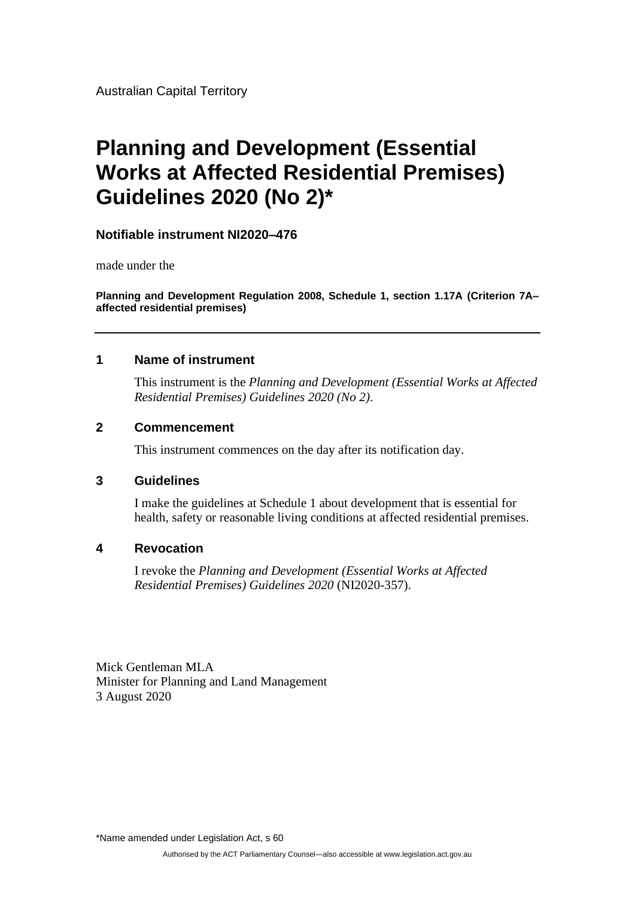Australian Capital Territory

# Planning and Development (Essential Works at Affected Residential Premises) Guidelines 2020 (No 2)*

**Notifiable instrument NI2020–476**

made under the

**Planning and Development Regulation 2008, Schedule 1, section 1.17A (Criterion 7A–affected residential premises)**

---

## 1 Name of instrument

This instrument is the *Planning and Development (Essential Works at Affected Residential Premises) Guidelines 2020 (No 2)*.

## 2 Commencement

This instrument commences on the day after its notification day.

## 3 Guidelines

I make the guidelines at Schedule 1 about development that is essential for health, safety or reasonable living conditions at affected residential premises.

## 4 Revocation

I revoke the *Planning and Development (Essential Works at Affected Residential Premises) Guidelines 2020* (NI2020-357).

Mick Gentleman MLA
Minister for Planning and Land Management
3 August 2020

*Name amended under Legislation Act, s 60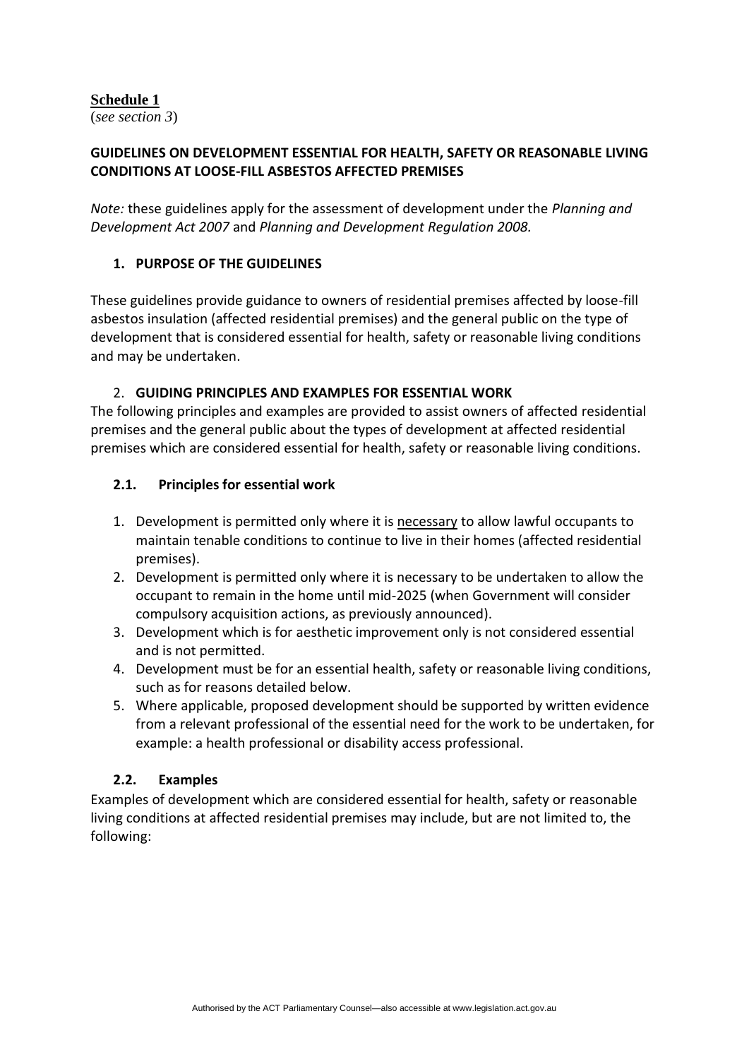**Schedule 1**
(*see section 3*)

**GUIDELINES ON DEVELOPMENT ESSENTIAL FOR HEALTH, SAFETY OR REASONABLE LIVING CONDITIONS AT LOOSE-FILL ASBESTOS AFFECTED PREMISES**

*Note:* these guidelines apply for the assessment of development under the *Planning and Development Act 2007* and *Planning and Development Regulation 2008.*

## 1. PURPOSE OF THE GUIDELINES

These guidelines provide guidance to owners of residential premises affected by loose-fill asbestos insulation (affected residential premises) and the general public on the type of development that is considered essential for health, safety or reasonable living conditions and may be undertaken.

## 2. GUIDING PRINCIPLES AND EXAMPLES FOR ESSENTIAL WORK

The following principles and examples are provided to assist owners of affected residential premises and the general public about the types of development at affected residential premises which are considered essential for health, safety or reasonable living conditions.

### 2.1. Principles for essential work

1. Development is permitted only where it is necessary to allow lawful occupants to maintain tenable conditions to continue to live in their homes (affected residential premises).
2. Development is permitted only where it is necessary to be undertaken to allow the occupant to remain in the home until mid-2025 (when Government will consider compulsory acquisition actions, as previously announced).
3. Development which is for aesthetic improvement only is not considered essential and is not permitted.
4. Development must be for an essential health, safety or reasonable living conditions, such as for reasons detailed below.
5. Where applicable, proposed development should be supported by written evidence from a relevant professional of the essential need for the work to be undertaken, for example: a health professional or disability access professional.

### 2.2. Examples

Examples of development which are considered essential for health, safety or reasonable living conditions at affected residential premises may include, but are not limited to, the following: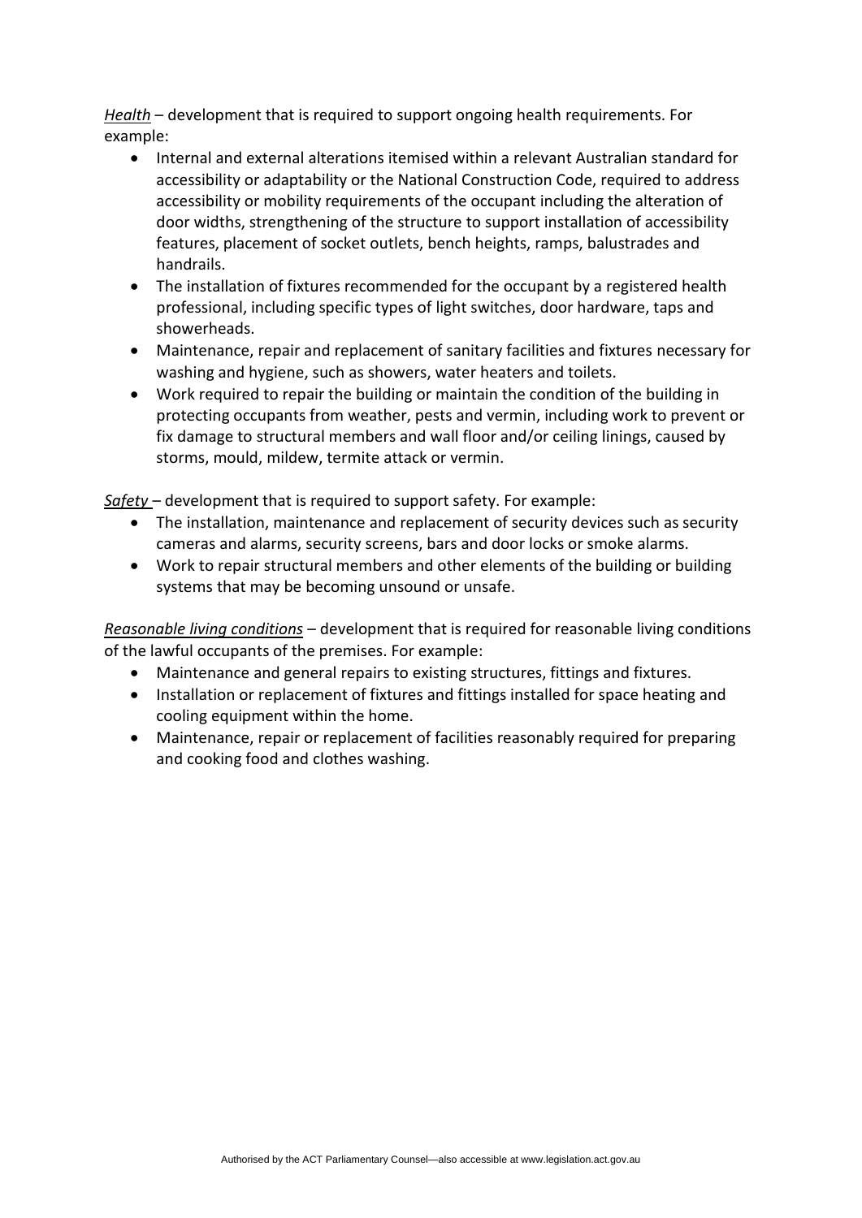_Health_ – development that is required to support ongoing health requirements. For example:

- Internal and external alterations itemised within a relevant Australian standard for accessibility or adaptability or the National Construction Code, required to address accessibility or mobility requirements of the occupant including the alteration of door widths, strengthening of the structure to support installation of accessibility features, placement of socket outlets, bench heights, ramps, balustrades and handrails.
- The installation of fixtures recommended for the occupant by a registered health professional, including specific types of light switches, door hardware, taps and showerheads.
- Maintenance, repair and replacement of sanitary facilities and fixtures necessary for washing and hygiene, such as showers, water heaters and toilets.
- Work required to repair the building or maintain the condition of the building in protecting occupants from weather, pests and vermin, including work to prevent or fix damage to structural members and wall floor and/or ceiling linings, caused by storms, mould, mildew, termite attack or vermin.

_Safety_ – development that is required to support safety. For example:

- The installation, maintenance and replacement of security devices such as security cameras and alarms, security screens, bars and door locks or smoke alarms.
- Work to repair structural members and other elements of the building or building systems that may be becoming unsound or unsafe.

_Reasonable living conditions_ – development that is required for reasonable living conditions of the lawful occupants of the premises. For example:

- Maintenance and general repairs to existing structures, fittings and fixtures.
- Installation or replacement of fixtures and fittings installed for space heating and cooling equipment within the home.
- Maintenance, repair or replacement of facilities reasonably required for preparing and cooking food and clothes washing.